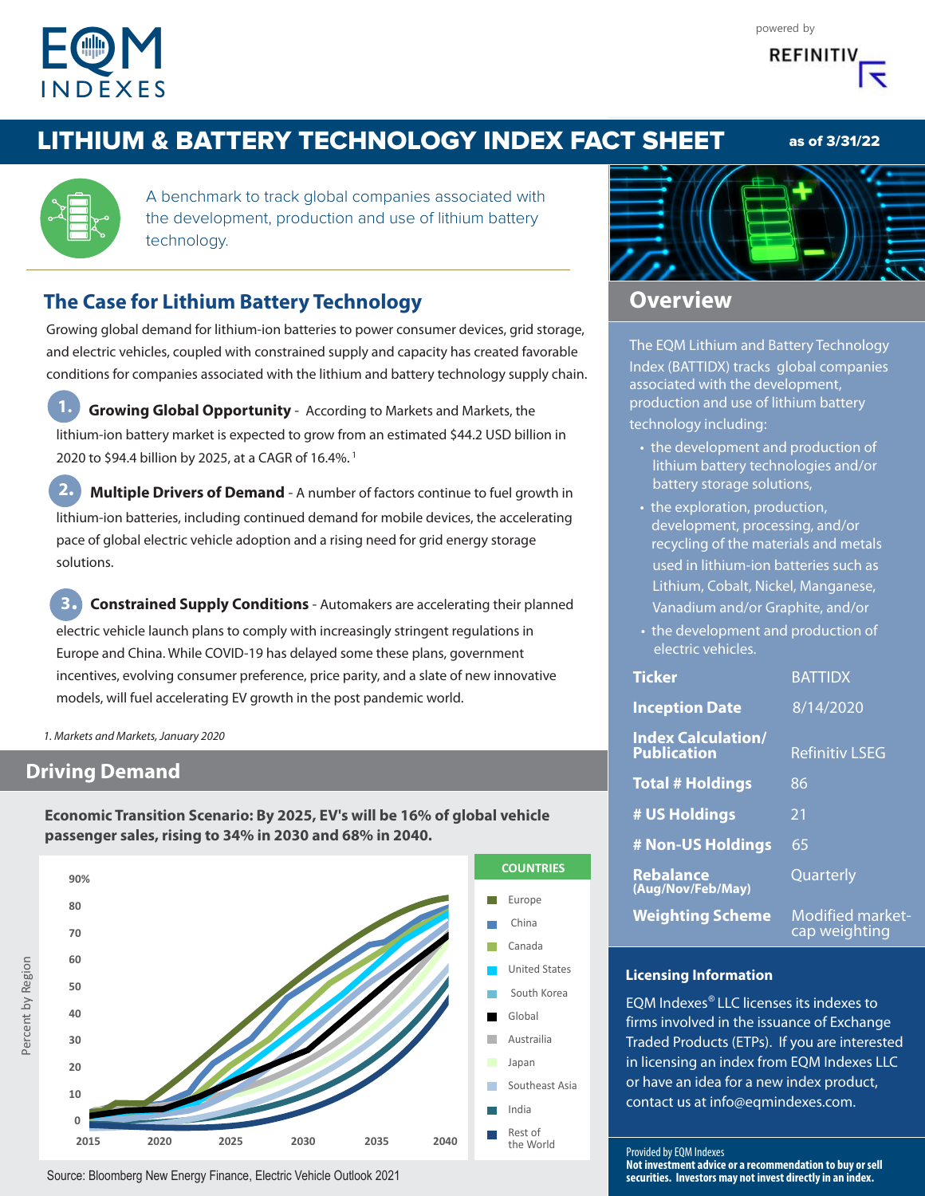# LITHIUM & BATTERY TECHNOLOGY INDEX FACT SHEET

**as of 3/31/22**

A benchmark to track global companies associated with the development, production and use of lithium battery technology.

## The Case for Lithium Battery Technology

Growing global demand for lithium-ion batteries to power consumer devices, grid storage, and electric vehicles, coupled with constrained supply and capacity has created favorable conditions for companies associated with the lithium and battery technology supply chain.

**1. Growing Global Opportunity** - According to Markets and Markets, the lithium-ion battery market is expected to grow from an estimated $44.2 USD billion in 2020 to $94.4 billion by 2025, at a CAGR of 16.4%.[1]

**2. Multiple Drivers of Demand** - A number of factors continue to fuel growth in lithium-ion batteries, including continued demand for mobile devices, the accelerating pace of global electric vehicle adoption and a rising need for grid energy storage solutions.

**3. Constrained Supply Conditions** - Automakers are accelerating their planned electric vehicle launch plans to comply with increasingly stringent regulations in Europe and China. While COVID-19 has delayed some these plans, government incentives, evolving consumer preference, price parity, and a slate of new innovative models, will fuel accelerating EV growth in the post pandemic world.

*1. Markets and Markets, January 2020*

## Driving Demand

**Economic Transition Scenario: By 2025, EV's will be 16% of global vehicle passenger sales, rising to 34% in 2030 and 68% in 2040.**

Source: Bloomberg New Energy Finance, Electric Vehicle Outlook 2021

## Overview

The EQM Lithium and Battery Technology Index (BATTIDX) tracks global companies associated with the development, production and use of lithium battery technology including:

- the development and production of lithium battery technologies and/or battery storage solutions,
- the exploration, production, development, processing, and/or recycling of the materials and metals used in lithium-ion batteries such as Lithium, Cobalt, Nickel, Manganese, Vanadium and/or Graphite, and/or
- the development and production of electric vehicles.

| | |
|---|---|
| **Ticker** | BATTIDX |
| **Inception Date** | 8/14/2020 |
| **Index Calculation/ Publication** | Refinitiv LSEG |
| **Total # Holdings** | 86 |
| **# US Holdings** | 21 |
| **# Non-US Holdings** | 65 |
| **Rebalance (Aug/Nov/Feb/May)** | Quarterly |
| **Weighting Scheme** | Modified market-cap weighting |

### Licensing Information

EQM Indexes® LLC licenses its indexes to firms involved in the issuance of Exchange Traded Products (ETPs). If you are interested in licensing an index from EQM Indexes LLC or have an idea for a new index product, contact us at info@eqmindexes.com.

Provided by EQM Indexes
**Not investment advice or a recommendation to buy or sell securities. Investors may not invest directly in an index.**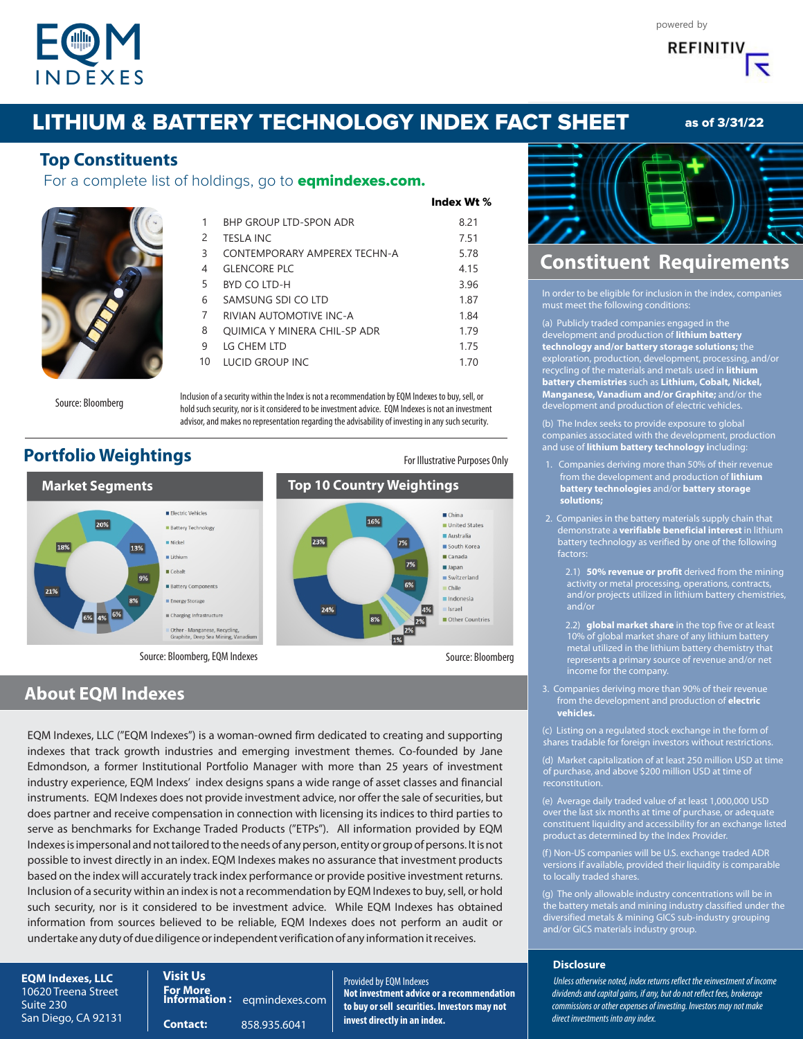powered by REFINITIV

# LITHIUM & BATTERY TECHNOLOGY INDEX FACT SHEET

as of 3/31/22

## Top Constituents

For a complete list of holdings, go to **eqmindexes.com.**

| | | Index Wt % |
|---|---|---|
| 1 | BHP GROUP LTD-SPON ADR | 8.21 |
| 2 | TESLA INC | 7.51 |
| 3 | CONTEMPORARY AMPEREX TECHN-A | 5.78 |
| 4 | GLENCORE PLC | 4.15 |
| 5 | BYD CO LTD-H | 3.96 |
| 6 | SAMSUNG SDI CO LTD | 1.87 |
| 7 | RIVIAN AUTOMOTIVE INC-A | 1.84 |
| 8 | QUIMICA Y MINERA CHIL-SP ADR | 1.79 |
| 9 | LG CHEM LTD | 1.75 |
| 10 | LUCID GROUP INC | 1.70 |

Source: Bloomberg

Inclusion of a security within the Index is not a recommendation by EQM Indexes to buy, sell, or hold such security, nor is it considered to be investment advice. EQM Indexes is not an investment advisor, and makes no representation regarding the advisability of investing in any such security.

## Portfolio Weightings

For Illustrative Purposes Only

### Market Segments

20%
13%
9%
8%
6%
4%
6%
21%
18%

Electric Vehicles
Battery Technology
Nickel
Lithium
Cobalt
Battery Components
Energy Storage
Charging Infrastructure
Other - Manganese, Recycling, Graphite, Deep Sea Mining, Vanadium

Source: Bloomberg, EQM Indexes

### Top 10 Country Weightings

16%
7%
7%
6%
4%
2%
2%
1%
8%
24%
23%

China
United States
Australia
South Korea
Canada
Japan
Switzerland
Chile
Indonesia
Israel
Other Countries

Source: Bloomberg

## About EQM Indexes

EQM Indexes, LLC ("EQM Indexes") is a woman-owned firm dedicated to creating and supporting indexes that track growth industries and emerging investment themes. Co-founded by Jane Edmondson, a former Institutional Portfolio Manager with more than 25 years of investment industry experience, EQM Indexes' index designs spans a wide range of asset classes and financial instruments. EQM Indexes does not provide investment advice, nor offer the sale of securities, but does partner and receive compensation in connection with licensing its indices to third parties to serve as benchmarks for Exchange Traded Products ("ETPs"). All information provided by EQM Indexes is impersonal and not tailored to the needs of any person, entity or group of persons. It is not possible to invest directly in an index. EQM Indexes makes no assurance that investment products based on the index will accurately track index performance or provide positive investment returns. Inclusion of a security within an index is not a recommendation by EQM Indexes to buy, sell, or hold such security, nor is it considered to be investment advice. While EQM Indexes has obtained information from sources believed to be reliable, EQM Indexes does not perform an audit or undertake any duty of due diligence or independent verification of any information it receives.

## Constituent Requirements

In order to be eligible for inclusion in the index, companies must meet the following conditions:

(a) Publicly traded companies engaged in the development and production of **lithium battery technology and/or battery storage solutions;** the exploration, production, development, processing, and/or recycling of the materials and metals used in **lithium battery chemistries** such as **Lithium, Cobalt, Nickel, Manganese, Vanadium and/or Graphite;** and/or the development and production of electric vehicles.

(b) The Index seeks to provide exposure to global companies associated with the development, production and use of **lithium battery technology i**ncluding:

1. Companies deriving more than 50% of their revenue from the development and production of **lithium battery technologies** and/or **battery storage solutions;**
2. Companies in the battery materials supply chain that demonstrate a **verifiable beneficial interest** in lithium battery technology as verified by one of the following factors:
   - 2.1) **50% revenue or profit** derived from the mining activity or metal processing, operations, contracts, and/or projects utilized in lithium battery chemistries, and/or
   - 2.2) **global market share** in the top five or at least 10% of global market share of any lithium battery metal utilized in the lithium battery chemistry that represents a primary source of revenue and/or net income for the company.
3. Companies deriving more than 90% of their revenue from the development and production of **electric vehicles.**

(c) Listing on a regulated stock exchange in the form of shares tradable for foreign investors without restrictions.

(d) Market capitalization of at least 250 million USD at time of purchase, and above $200 million USD at time of reconstitution.

(e) Average daily traded value of at least 1,000,000 USD over the last six months at time of purchase, or adequate constituent liquidity and accessibility for an exchange listed product as determined by the Index Provider.

(f) Non-US companies will be U.S. exchange traded ADR versions if available, provided their liquidity is comparable to locally traded shares.

(g) The only allowable industry concentrations will be in the battery metals and mining industry classified under the diversified metals & mining GICS sub-industry grouping and/or GICS materials industry group.

**EQM Indexes, LLC**
10620 Treena Street
Suite 230
San Diego, CA 92131

**Visit Us**
**For More Information :** eqmindexes.com
**Contact:** 858.935.6041

Provided by EQM Indexes
**Not investment advice or a recommendation to buy or sell securities. Investors may not invest directly in an index.**

### Disclosure

*Unless otherwise noted, index returns reflect the reinvestment of income dividends and capital gains, if any, but do not reflect fees, brokerage commissions or other expenses of investing. Investors may not make direct investments into any index.*